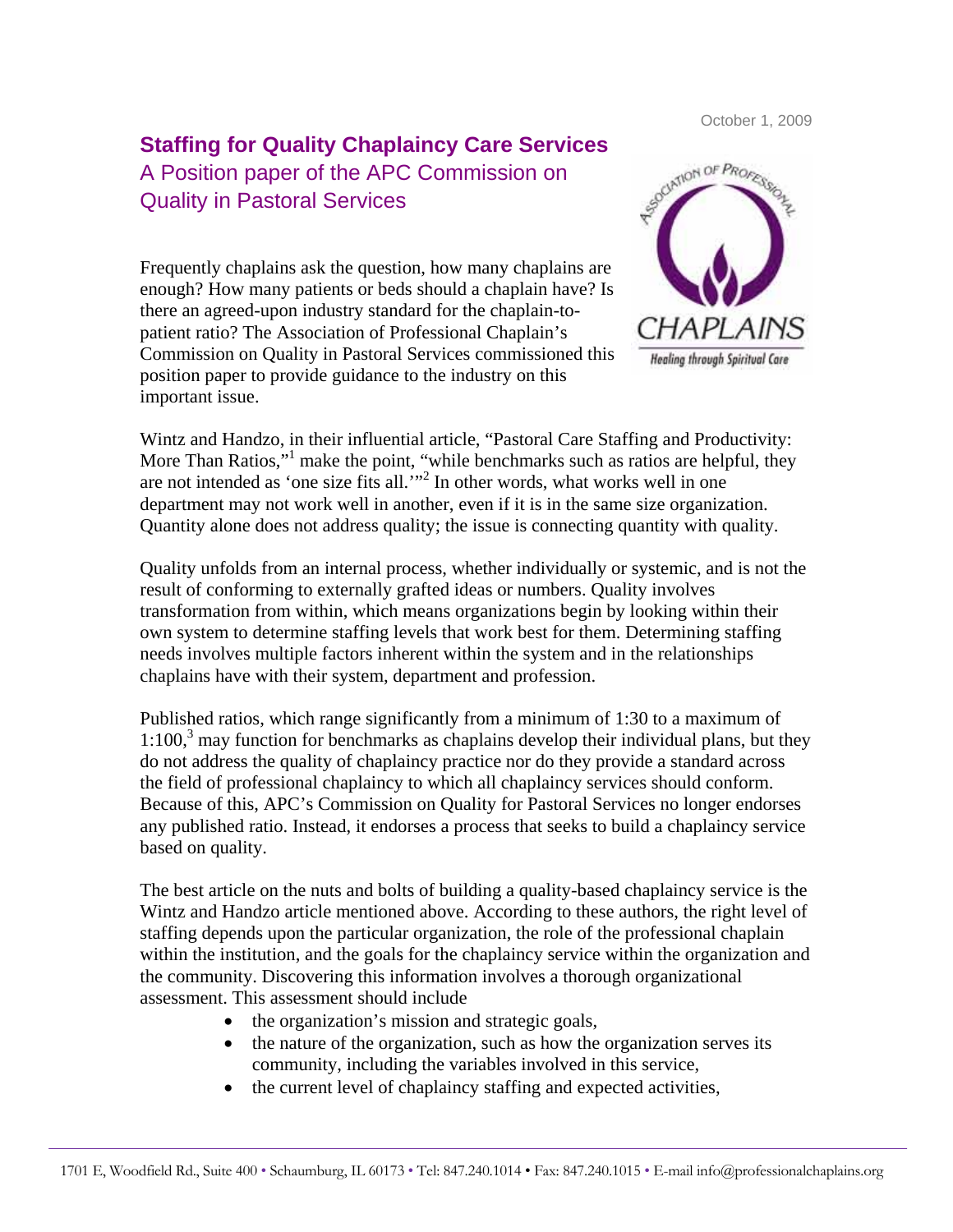October 1, 2009

# Staffing for Quality Chaplaincy Care Services

## A Position paper of the APC Commission on Quality in Pastoral Services

Frequently chaplains ask the question, how many chaplains are enough? How many patients or beds should a chaplain have? Is there an agreed-upon industry standard for the chaplain-to-patient ratio? The Association of Professional Chaplain's Commission on Quality in Pastoral Services commissioned this position paper to provide guidance to the industry on this important issue.

Wintz and Handzo, in their influential article, "Pastoral Care Staffing and Productivity: More Than Ratios,"[1] make the point, "while benchmarks such as ratios are helpful, they are not intended as 'one size fits all.'"[2] In other words, what works well in one department may not work well in another, even if it is in the same size organization. Quantity alone does not address quality; the issue is connecting quantity with quality.

Quality unfolds from an internal process, whether individually or systemic, and is not the result of conforming to externally grafted ideas or numbers. Quality involves transformation from within, which means organizations begin by looking within their own system to determine staffing levels that work best for them. Determining staffing needs involves multiple factors inherent within the system and in the relationships chaplains have with their system, department and profession.

Published ratios, which range significantly from a minimum of 1:30 to a maximum of 1:100,[3] may function for benchmarks as chaplains develop their individual plans, but they do not address the quality of chaplaincy practice nor do they provide a standard across the field of professional chaplaincy to which all chaplaincy services should conform. Because of this, APC's Commission on Quality for Pastoral Services no longer endorses any published ratio. Instead, it endorses a process that seeks to build a chaplaincy service based on quality.

The best article on the nuts and bolts of building a quality-based chaplaincy service is the Wintz and Handzo article mentioned above. According to these authors, the right level of staffing depends upon the particular organization, the role of the professional chaplain within the institution, and the goals for the chaplaincy service within the organization and the community. Discovering this information involves a thorough organizational assessment. This assessment should include

- the organization's mission and strategic goals,
- the nature of the organization, such as how the organization serves its community, including the variables involved in this service,
- the current level of chaplaincy staffing and expected activities,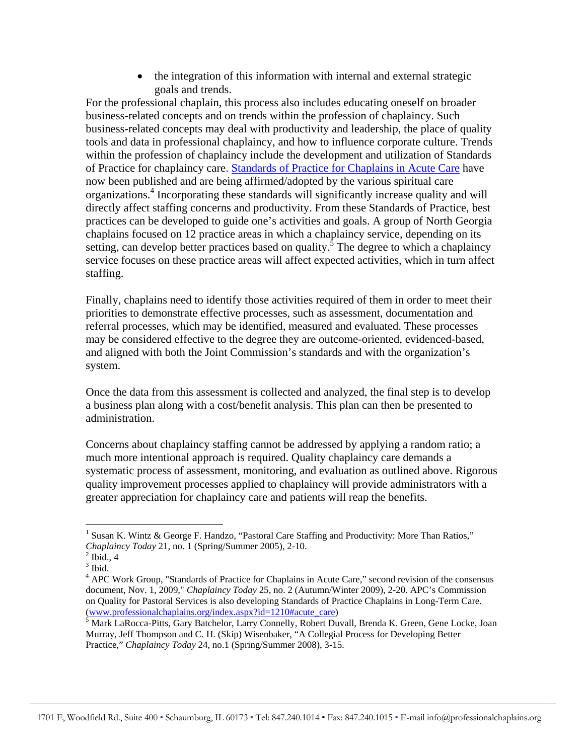- the integration of this information with internal and external strategic goals and trends.

For the professional chaplain, this process also includes educating oneself on broader business-related concepts and on trends within the profession of chaplaincy. Such business-related concepts may deal with productivity and leadership, the place of quality tools and data in professional chaplaincy, and how to influence corporate culture. Trends within the profession of chaplaincy include the development and utilization of Standards of Practice for chaplaincy care. [Standards of Practice for Chaplains in Acute Care](www.professionalchaplains.org/index.aspx?id=1210#acute_care) have now been published and are being affirmed/adopted by the various spiritual care organizations.[4] Incorporating these standards will significantly increase quality and will directly affect staffing concerns and productivity. From these Standards of Practice, best practices can be developed to guide one's activities and goals. A group of North Georgia chaplains focused on 12 practice areas in which a chaplaincy service, depending on its setting, can develop better practices based on quality.[5] The degree to which a chaplaincy service focuses on these practice areas will affect expected activities, which in turn affect staffing.

Finally, chaplains need to identify those activities required of them in order to meet their priorities to demonstrate effective processes, such as assessment, documentation and referral processes, which may be identified, measured and evaluated. These processes may be considered effective to the degree they are outcome-oriented, evidenced-based, and aligned with both the Joint Commission's standards and with the organization's system.

Once the data from this assessment is collected and analyzed, the final step is to develop a business plan along with a cost/benefit analysis. This plan can then be presented to administration.

Concerns about chaplaincy staffing cannot be addressed by applying a random ratio; a much more intentional approach is required. Quality chaplaincy care demands a systematic process of assessment, monitoring, and evaluation as outlined above. Rigorous quality improvement processes applied to chaplaincy will provide administrators with a greater appreciation for chaplaincy care and patients will reap the benefits.

---

[1] Susan K. Wintz & George F. Handzo, "Pastoral Care Staffing and Productivity: More Than Ratios," *Chaplaincy Today* 21, no. 1 (Spring/Summer 2005), 2-10.

[2] Ibid., 4

[3] Ibid.

[4] APC Work Group, "Standards of Practice for Chaplains in Acute Care," second revision of the consensus document, Nov. 1, 2009," *Chaplaincy Today* 25, no. 2 (Autumn/Winter 2009), 2-20. APC's Commission on Quality for Pastoral Services is also developing Standards of Practice Chaplains in Long-Term Care. (www.professionalchaplains.org/index.aspx?id=1210#acute_care)

[5] Mark LaRocca-Pitts, Gary Batchelor, Larry Connelly, Robert Duvall, Brenda K. Green, Gene Locke, Joan Murray, Jeff Thompson and C. H. (Skip) Wisenbaker, "A Collegial Process for Developing Better Practice," *Chaplaincy Today* 24, no.1 (Spring/Summer 2008), 3-15.

1701 E, Woodfield Rd., Suite 400 • Schaumburg, IL 60173 • Tel: 847.240.1014 • Fax: 847.240.1015 • E-mail info@professionalchaplains.org